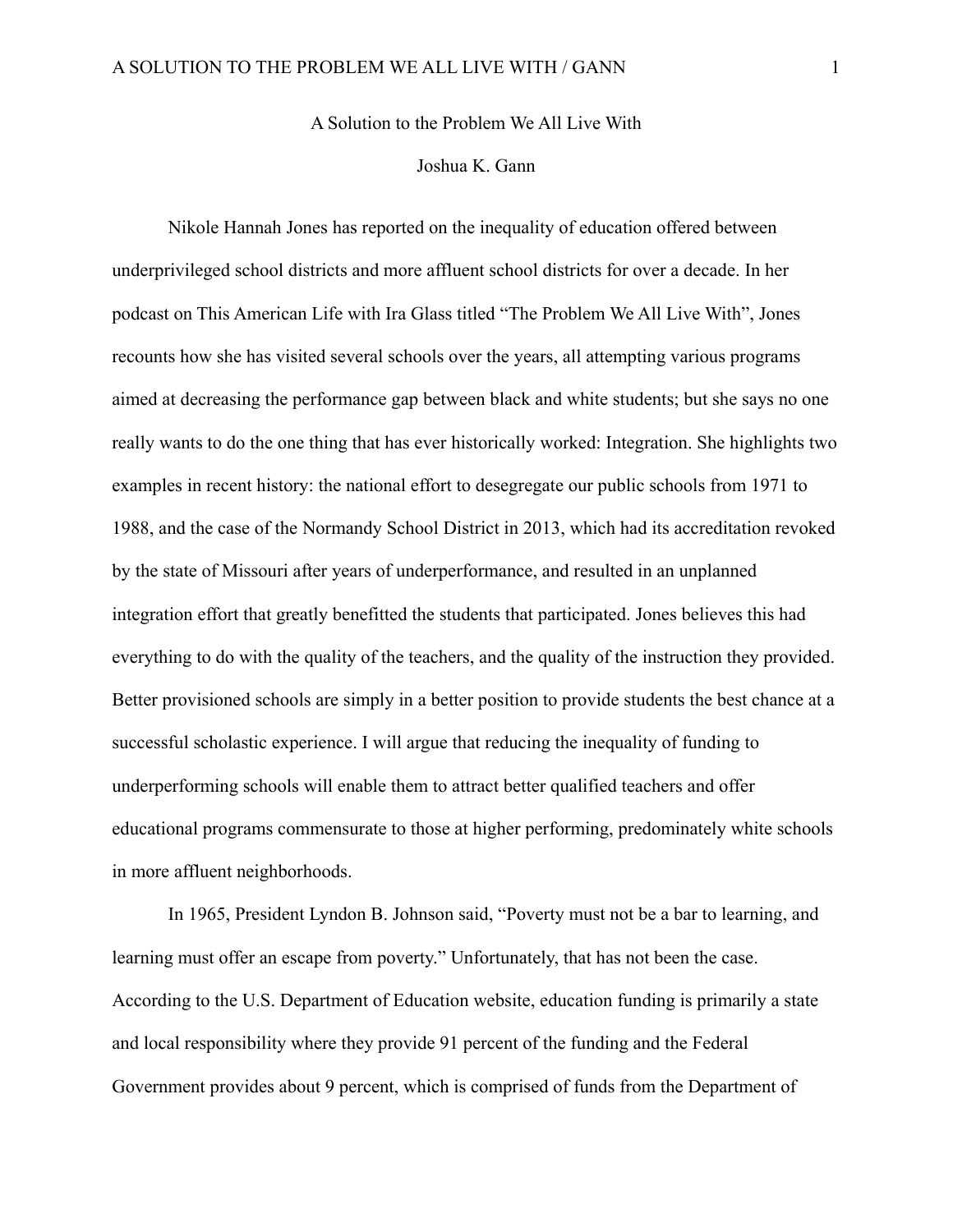# A Solution to the Problem We All Live With

Joshua K. Gann

Nikole Hannah Jones has reported on the inequality of education offered between underprivileged school districts and more affluent school districts for over a decade. In her podcast on This American Life with Ira Glass titled “The Problem We All Live With”, Jones recounts how she has visited several schools over the years, all attempting various programs aimed at decreasing the performance gap between black and white students; but she says no one really wants to do the one thing that has ever historically worked: Integration. She highlights two examples in recent history: the national effort to desegregate our public schools from 1971 to 1988, and the case of the Normandy School District in 2013, which had its accreditation revoked by the state of Missouri after years of underperformance, and resulted in an unplanned integration effort that greatly benefitted the students that participated. Jones believes this had everything to do with the quality of the teachers, and the quality of the instruction they provided. Better provisioned schools are simply in a better position to provide students the best chance at a successful scholastic experience. I will argue that reducing the inequality of funding to underperforming schools will enable them to attract better qualified teachers and offer educational programs commensurate to those at higher performing, predominately white schools in more affluent neighborhoods.

In 1965, President Lyndon B. Johnson said, “Poverty must not be a bar to learning, and learning must offer an escape from poverty.” Unfortunately, that has not been the case. According to the U.S. Department of Education website, education funding is primarily a state and local responsibility where they provide 91 percent of the funding and the Federal Government provides about 9 percent, which is comprised of funds from the Department of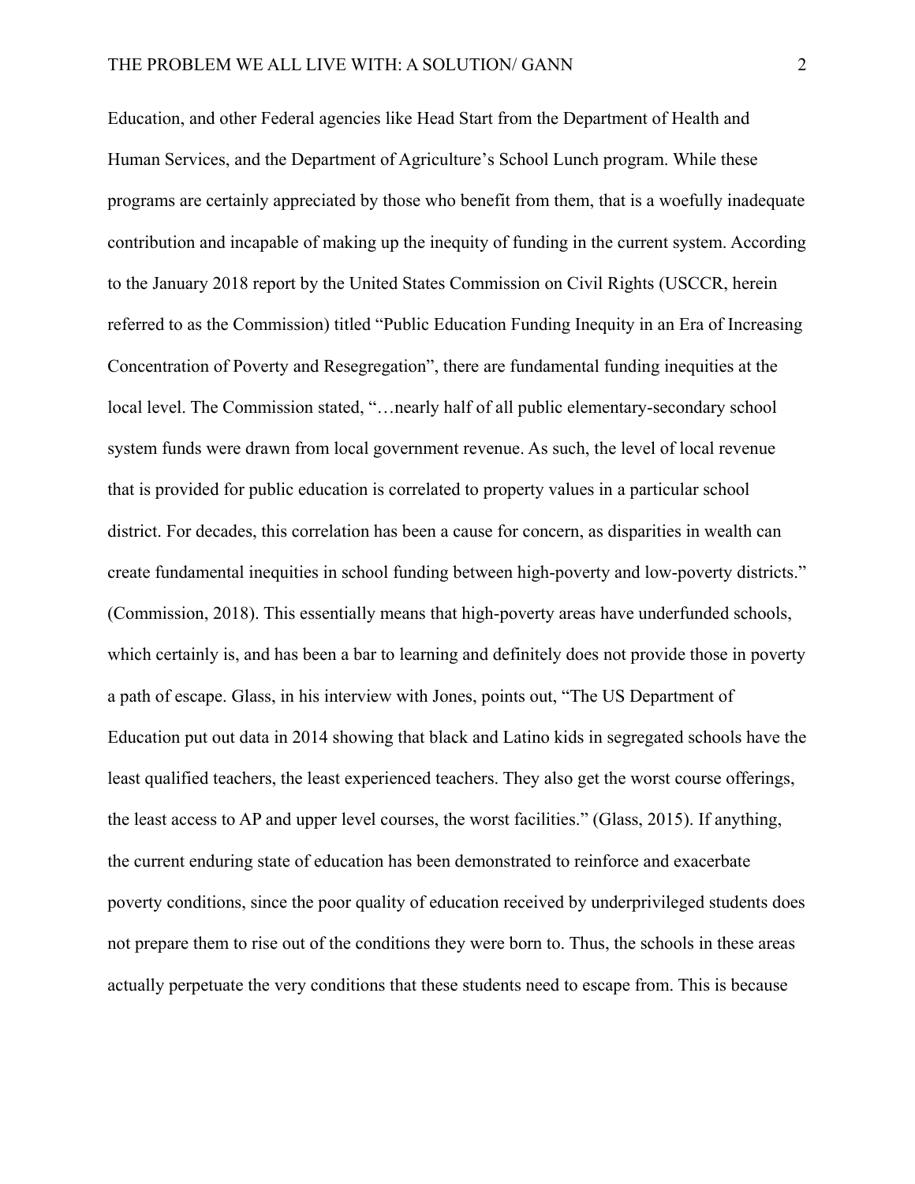Education, and other Federal agencies like Head Start from the Department of Health and Human Services, and the Department of Agriculture's School Lunch program. While these programs are certainly appreciated by those who benefit from them, that is a woefully inadequate contribution and incapable of making up the inequity of funding in the current system. According to the January 2018 report by the United States Commission on Civil Rights (USCCR, herein referred to as the Commission) titled "Public Education Funding Inequity in an Era of Increasing Concentration of Poverty and Resegregation", there are fundamental funding inequities at the local level. The Commission stated, "…nearly half of all public elementary-secondary school system funds were drawn from local government revenue. As such, the level of local revenue that is provided for public education is correlated to property values in a particular school district. For decades, this correlation has been a cause for concern, as disparities in wealth can create fundamental inequities in school funding between high-poverty and low-poverty districts." (Commission, 2018). This essentially means that high-poverty areas have underfunded schools, which certainly is, and has been a bar to learning and definitely does not provide those in poverty a path of escape. Glass, in his interview with Jones, points out, "The US Department of Education put out data in 2014 showing that black and Latino kids in segregated schools have the least qualified teachers, the least experienced teachers. They also get the worst course offerings, the least access to AP and upper level courses, the worst facilities." (Glass, 2015). If anything, the current enduring state of education has been demonstrated to reinforce and exacerbate poverty conditions, since the poor quality of education received by underprivileged students does not prepare them to rise out of the conditions they were born to. Thus, the schools in these areas actually perpetuate the very conditions that these students need to escape from. This is because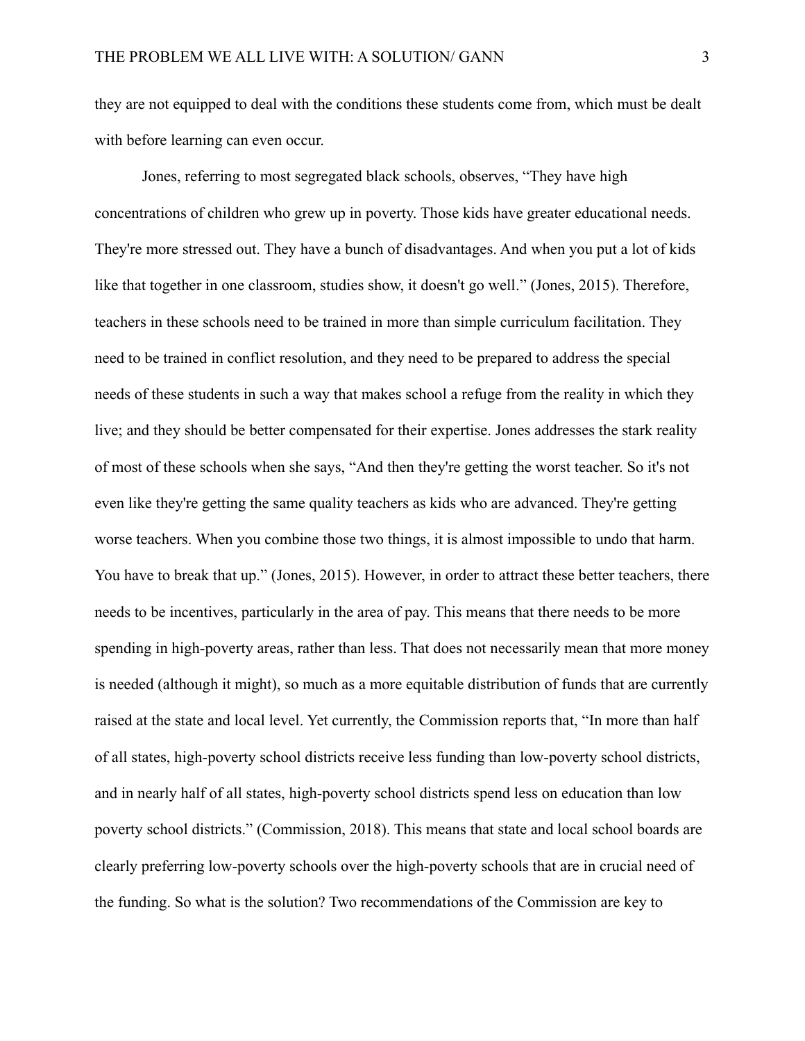they are not equipped to deal with the conditions these students come from, which must be dealt with before learning can even occur.

Jones, referring to most segregated black schools, observes, “They have high concentrations of children who grew up in poverty. Those kids have greater educational needs. They're more stressed out. They have a bunch of disadvantages. And when you put a lot of kids like that together in one classroom, studies show, it doesn't go well.” (Jones, 2015). Therefore, teachers in these schools need to be trained in more than simple curriculum facilitation. They need to be trained in conflict resolution, and they need to be prepared to address the special needs of these students in such a way that makes school a refuge from the reality in which they live; and they should be better compensated for their expertise. Jones addresses the stark reality of most of these schools when she says, “And then they're getting the worst teacher. So it's not even like they're getting the same quality teachers as kids who are advanced. They're getting worse teachers. When you combine those two things, it is almost impossible to undo that harm. You have to break that up.” (Jones, 2015). However, in order to attract these better teachers, there needs to be incentives, particularly in the area of pay. This means that there needs to be more spending in high-poverty areas, rather than less. That does not necessarily mean that more money is needed (although it might), so much as a more equitable distribution of funds that are currently raised at the state and local level. Yet currently, the Commission reports that, “In more than half of all states, high-poverty school districts receive less funding than low-poverty school districts, and in nearly half of all states, high-poverty school districts spend less on education than low poverty school districts.” (Commission, 2018). This means that state and local school boards are clearly preferring low-poverty schools over the high-poverty schools that are in crucial need of the funding. So what is the solution? Two recommendations of the Commission are key to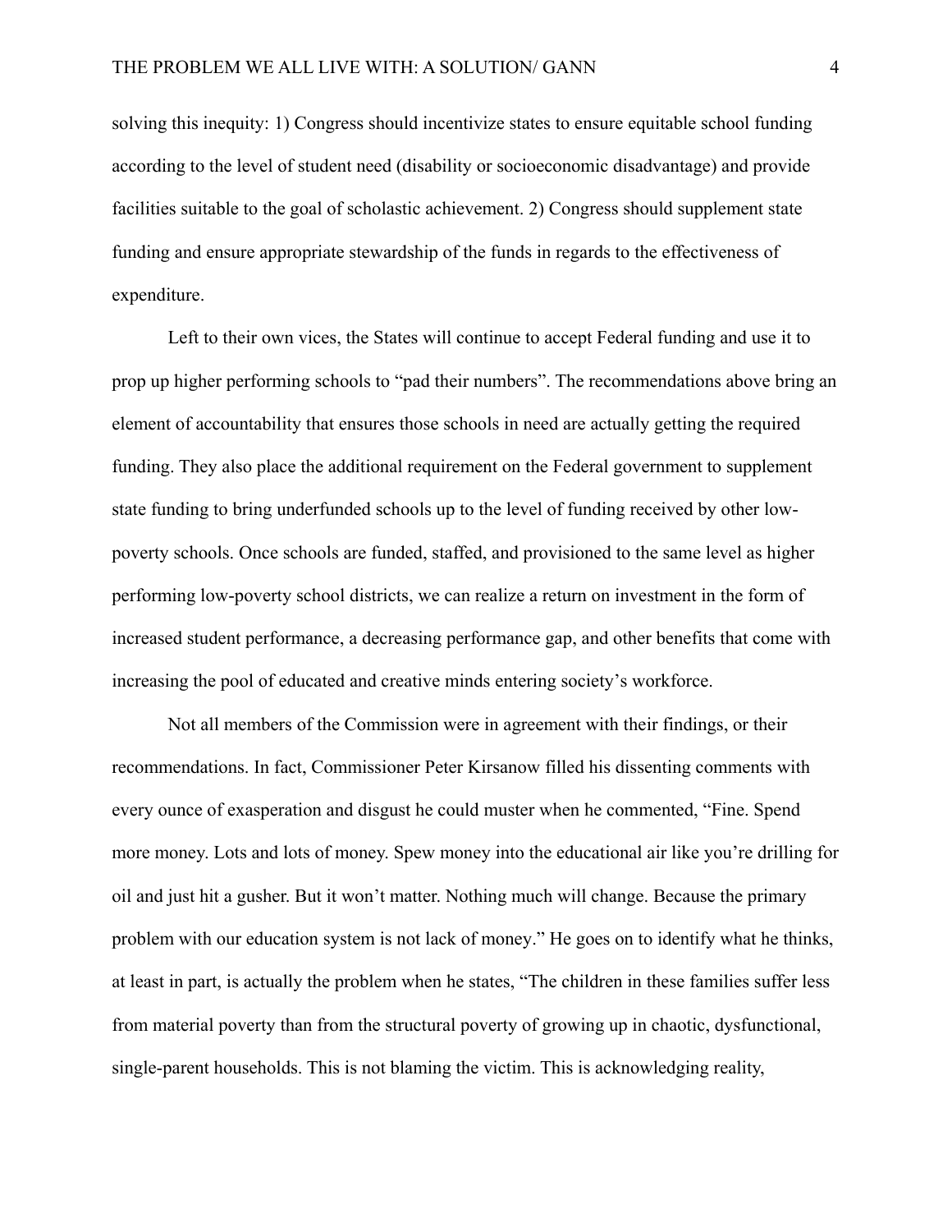solving this inequity: 1) Congress should incentivize states to ensure equitable school funding according to the level of student need (disability or socioeconomic disadvantage) and provide facilities suitable to the goal of scholastic achievement. 2) Congress should supplement state funding and ensure appropriate stewardship of the funds in regards to the effectiveness of expenditure.

Left to their own vices, the States will continue to accept Federal funding and use it to prop up higher performing schools to "pad their numbers". The recommendations above bring an element of accountability that ensures those schools in need are actually getting the required funding. They also place the additional requirement on the Federal government to supplement state funding to bring underfunded schools up to the level of funding received by other low-poverty schools. Once schools are funded, staffed, and provisioned to the same level as higher performing low-poverty school districts, we can realize a return on investment in the form of increased student performance, a decreasing performance gap, and other benefits that come with increasing the pool of educated and creative minds entering society's workforce.

Not all members of the Commission were in agreement with their findings, or their recommendations. In fact, Commissioner Peter Kirsanow filled his dissenting comments with every ounce of exasperation and disgust he could muster when he commented, "Fine. Spend more money. Lots and lots of money. Spew money into the educational air like you're drilling for oil and just hit a gusher. But it won't matter. Nothing much will change. Because the primary problem with our education system is not lack of money." He goes on to identify what he thinks, at least in part, is actually the problem when he states, "The children in these families suffer less from material poverty than from the structural poverty of growing up in chaotic, dysfunctional, single-parent households. This is not blaming the victim. This is acknowledging reality,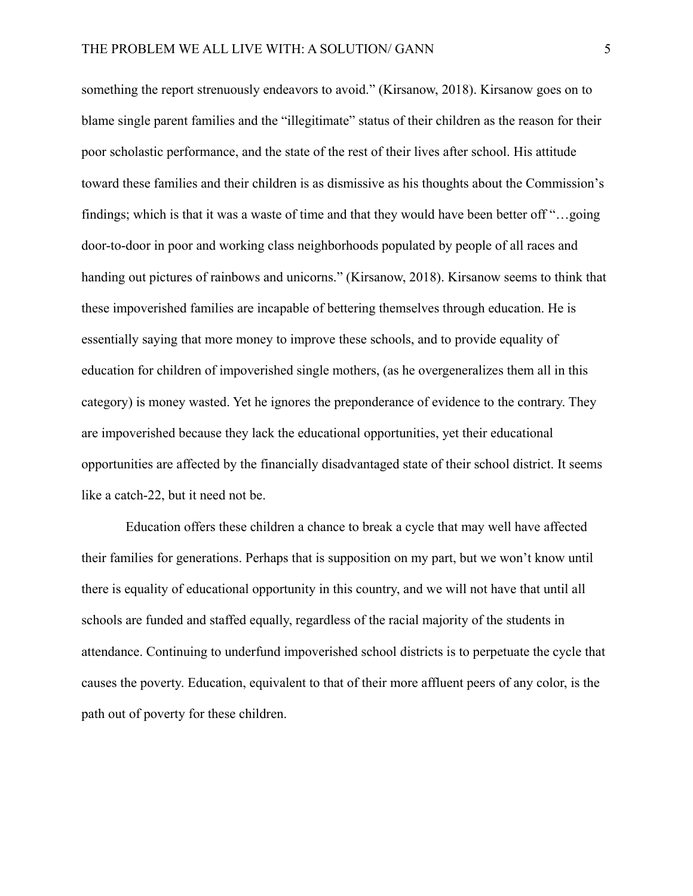something the report strenuously endeavors to avoid." (Kirsanow, 2018). Kirsanow goes on to blame single parent families and the "illegitimate" status of their children as the reason for their poor scholastic performance, and the state of the rest of their lives after school. His attitude toward these families and their children is as dismissive as his thoughts about the Commission's findings; which is that it was a waste of time and that they would have been better off "…going door-to-door in poor and working class neighborhoods populated by people of all races and handing out pictures of rainbows and unicorns." (Kirsanow, 2018). Kirsanow seems to think that these impoverished families are incapable of bettering themselves through education. He is essentially saying that more money to improve these schools, and to provide equality of education for children of impoverished single mothers, (as he overgeneralizes them all in this category) is money wasted. Yet he ignores the preponderance of evidence to the contrary. They are impoverished because they lack the educational opportunities, yet their educational opportunities are affected by the financially disadvantaged state of their school district. It seems like a catch-22, but it need not be.

Education offers these children a chance to break a cycle that may well have affected their families for generations. Perhaps that is supposition on my part, but we won't know until there is equality of educational opportunity in this country, and we will not have that until all schools are funded and staffed equally, regardless of the racial majority of the students in attendance. Continuing to underfund impoverished school districts is to perpetuate the cycle that causes the poverty. Education, equivalent to that of their more affluent peers of any color, is the path out of poverty for these children.